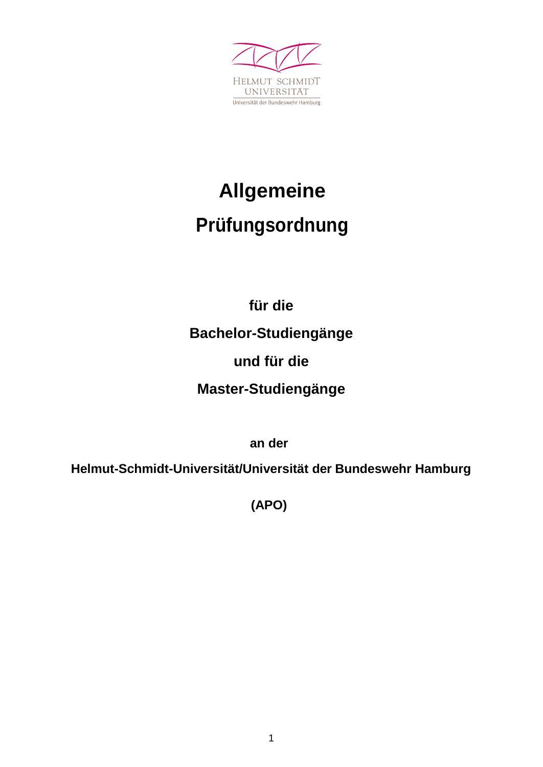HELMUT SCHMIDT UNIVERSITÄT
Universität der Bundeswehr Hamburg

# Allgemeine Prüfungsordnung

**für die**

**Bachelor-Studiengänge**

**und für die**

**Master-Studiengänge**

**an der**

**Helmut-Schmidt-Universität/Universität der Bundeswehr Hamburg**

**(APO)**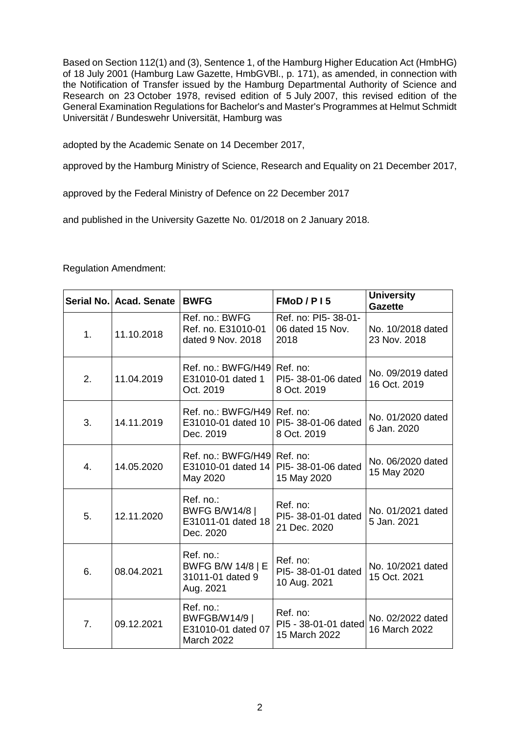Based on Section 112(1) and (3), Sentence 1, of the Hamburg Higher Education Act (HmbHG) of 18 July 2001 (Hamburg Law Gazette, HmbGVBl., p. 171), as amended, in connection with the Notification of Transfer issued by the Hamburg Departmental Authority of Science and Research on 23 October 1978, revised edition of 5 July 2007, this revised edition of the General Examination Regulations for Bachelor's and Master's Programmes at Helmut Schmidt Universität / Bundeswehr Universität, Hamburg was

adopted by the Academic Senate on 14 December 2017,

approved by the Hamburg Ministry of Science, Research and Equality on 21 December 2017,

approved by the Federal Ministry of Defence on 22 December 2017

and published in the University Gazette No. 01/2018 on 2 January 2018.

Regulation Amendment:

| Serial No. | Acad. Senate | BWFG | FMoD / P I 5 | University Gazette |
|---|---|---|---|---|
| 1. | 11.10.2018 | Ref. no.: BWFG Ref. no. E31010-01 dated 9 Nov. 2018 | Ref. no: PI5- 38-01-06 dated 15 Nov. 2018 | No. 10/2018 dated 23 Nov. 2018 |
| 2. | 11.04.2019 | Ref. no.: BWFG/H49 E31010-01 dated 1 Oct. 2019 | Ref. no: PI5- 38-01-06 dated 8 Oct. 2019 | No. 09/2019 dated 16 Oct. 2019 |
| 3. | 14.11.2019 | Ref. no.: BWFG/H49 E31010-01 dated 10 Dec. 2019 | Ref. no: PI5- 38-01-06 dated 8 Oct. 2019 | No. 01/2020 dated 6 Jan. 2020 |
| 4. | 14.05.2020 | Ref. no.: BWFG/H49 E31010-01 dated 14 May 2020 | Ref. no: PI5- 38-01-06 dated 15 May 2020 | No. 06/2020 dated 15 May 2020 |
| 5. | 12.11.2020 | Ref. no.: BWFG B/W14/8 \| E31011-01 dated 18 Dec. 2020 | Ref. no: PI5- 38-01-01 dated 21 Dec. 2020 | No. 01/2021 dated 5 Jan. 2021 |
| 6. | 08.04.2021 | Ref. no.: BWFG B/W 14/8 \| E 31011-01 dated 9 Aug. 2021 | Ref. no: PI5- 38-01-01 dated 10 Aug. 2021 | No. 10/2021 dated 15 Oct. 2021 |
| 7. | 09.12.2021 | Ref. no.: BWFGB/W14/9 \| E31010-01 dated 07 March 2022 | Ref. no: PI5 - 38-01-01 dated 15 March 2022 | No. 02/2022 dated 16 March 2022 |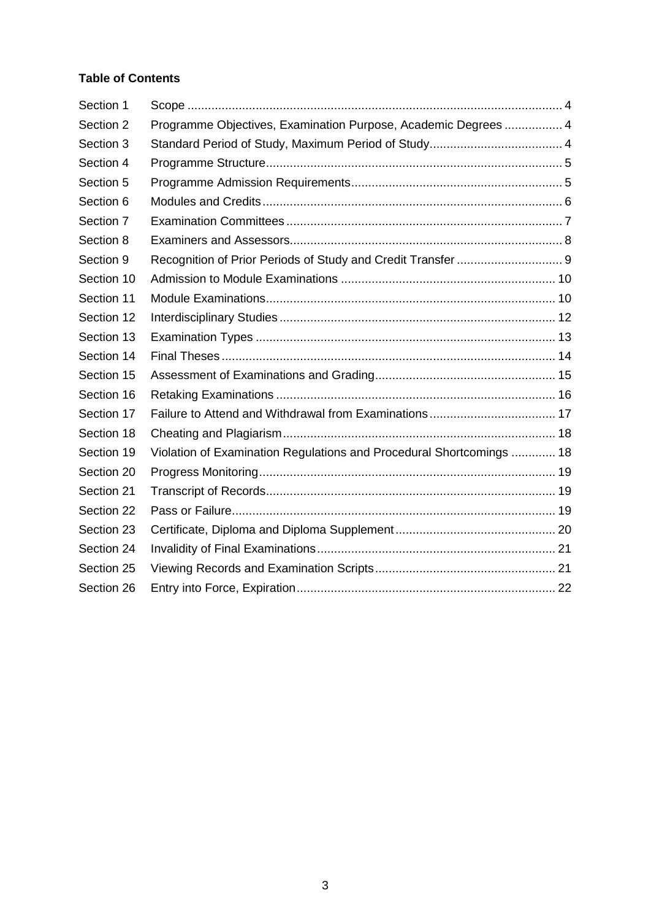**Table of Contents**

| | | |
|---|---|---|
| Section 1 | Scope | 4 |
| Section 2 | Programme Objectives, Examination Purpose, Academic Degrees | 4 |
| Section 3 | Standard Period of Study, Maximum Period of Study | 4 |
| Section 4 | Programme Structure | 5 |
| Section 5 | Programme Admission Requirements | 5 |
| Section 6 | Modules and Credits | 6 |
| Section 7 | Examination Committees | 7 |
| Section 8 | Examiners and Assessors | 8 |
| Section 9 | Recognition of Prior Periods of Study and Credit Transfer | 9 |
| Section 10 | Admission to Module Examinations | 10 |
| Section 11 | Module Examinations | 10 |
| Section 12 | Interdisciplinary Studies | 12 |
| Section 13 | Examination Types | 13 |
| Section 14 | Final Theses | 14 |
| Section 15 | Assessment of Examinations and Grading | 15 |
| Section 16 | Retaking Examinations | 16 |
| Section 17 | Failure to Attend and Withdrawal from Examinations | 17 |
| Section 18 | Cheating and Plagiarism | 18 |
| Section 19 | Violation of Examination Regulations and Procedural Shortcomings | 18 |
| Section 20 | Progress Monitoring | 19 |
| Section 21 | Transcript of Records | 19 |
| Section 22 | Pass or Failure | 19 |
| Section 23 | Certificate, Diploma and Diploma Supplement | 20 |
| Section 24 | Invalidity of Final Examinations | 21 |
| Section 25 | Viewing Records and Examination Scripts | 21 |
| Section 26 | Entry into Force, Expiration | 22 |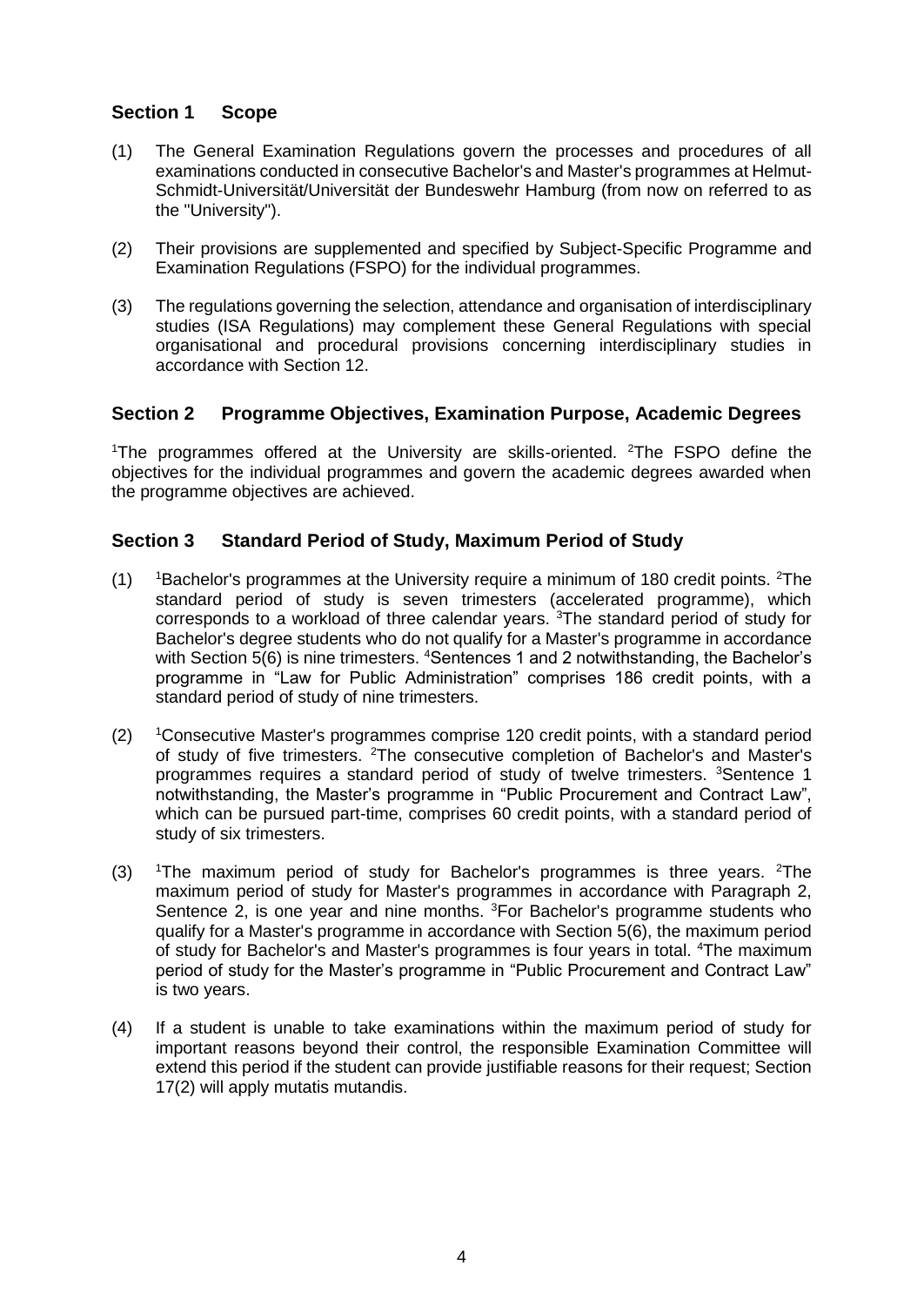## Section 1 Scope

(1) The General Examination Regulations govern the processes and procedures of all examinations conducted in consecutive Bachelor's and Master's programmes at Helmut-Schmidt-Universität/Universität der Bundeswehr Hamburg (from now on referred to as the "University").

(2) Their provisions are supplemented and specified by Subject-Specific Programme and Examination Regulations (FSPO) for the individual programmes.

(3) The regulations governing the selection, attendance and organisation of interdisciplinary studies (ISA Regulations) may complement these General Regulations with special organisational and procedural provisions concerning interdisciplinary studies in accordance with Section 12.

## Section 2 Programme Objectives, Examination Purpose, Academic Degrees

[1]The programmes offered at the University are skills-oriented. [2]The FSPO define the objectives for the individual programmes and govern the academic degrees awarded when the programme objectives are achieved.

## Section 3 Standard Period of Study, Maximum Period of Study

(1) [1]Bachelor's programmes at the University require a minimum of 180 credit points. [2]The standard period of study is seven trimesters (accelerated programme), which corresponds to a workload of three calendar years. [3]The standard period of study for Bachelor's degree students who do not qualify for a Master's programme in accordance with Section 5(6) is nine trimesters. [4]Sentences 1 and 2 notwithstanding, the Bachelor's programme in "Law for Public Administration" comprises 186 credit points, with a standard period of study of nine trimesters.

(2) [1]Consecutive Master's programmes comprise 120 credit points, with a standard period of study of five trimesters. [2]The consecutive completion of Bachelor's and Master's programmes requires a standard period of study of twelve trimesters. [3]Sentence 1 notwithstanding, the Master's programme in "Public Procurement and Contract Law", which can be pursued part-time, comprises 60 credit points, with a standard period of study of six trimesters.

(3) [1]The maximum period of study for Bachelor's programmes is three years. [2]The maximum period of study for Master's programmes in accordance with Paragraph 2, Sentence 2, is one year and nine months. [3]For Bachelor's programme students who qualify for a Master's programme in accordance with Section 5(6), the maximum period of study for Bachelor's and Master's programmes is four years in total. [4]The maximum period of study for the Master's programme in "Public Procurement and Contract Law" is two years.

(4) If a student is unable to take examinations within the maximum period of study for important reasons beyond their control, the responsible Examination Committee will extend this period if the student can provide justifiable reasons for their request; Section 17(2) will apply mutatis mutandis.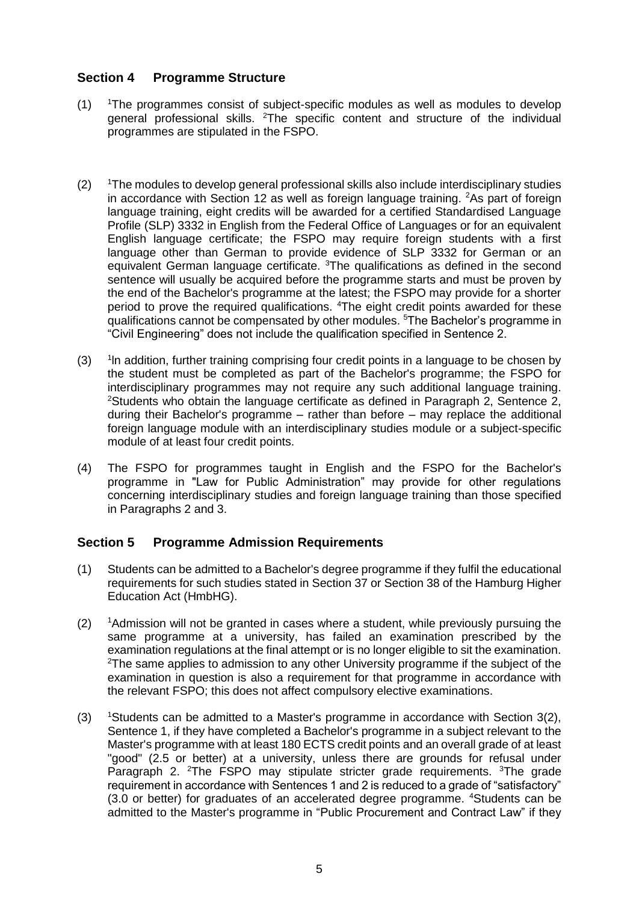## Section 4 Programme Structure

(1) [1]The programmes consist of subject-specific modules as well as modules to develop general professional skills. [2]The specific content and structure of the individual programmes are stipulated in the FSPO.

(2) [1]The modules to develop general professional skills also include interdisciplinary studies in accordance with Section 12 as well as foreign language training. [2]As part of foreign language training, eight credits will be awarded for a certified Standardised Language Profile (SLP) 3332 in English from the Federal Office of Languages or for an equivalent English language certificate; the FSPO may require foreign students with a first language other than German to provide evidence of SLP 3332 for German or an equivalent German language certificate. [3]The qualifications as defined in the second sentence will usually be acquired before the programme starts and must be proven by the end of the Bachelor's programme at the latest; the FSPO may provide for a shorter period to prove the required qualifications. [4]The eight credit points awarded for these qualifications cannot be compensated by other modules. [5]The Bachelor's programme in "Civil Engineering" does not include the qualification specified in Sentence 2.

(3) [1]In addition, further training comprising four credit points in a language to be chosen by the student must be completed as part of the Bachelor's programme; the FSPO for interdisciplinary programmes may not require any such additional language training. [2]Students who obtain the language certificate as defined in Paragraph 2, Sentence 2, during their Bachelor's programme – rather than before – may replace the additional foreign language module with an interdisciplinary studies module or a subject-specific module of at least four credit points.

(4) The FSPO for programmes taught in English and the FSPO for the Bachelor's programme in "Law for Public Administration" may provide for other regulations concerning interdisciplinary studies and foreign language training than those specified in Paragraphs 2 and 3.

## Section 5 Programme Admission Requirements

(1) Students can be admitted to a Bachelor's degree programme if they fulfil the educational requirements for such studies stated in Section 37 or Section 38 of the Hamburg Higher Education Act (HmbHG).

(2) [1]Admission will not be granted in cases where a student, while previously pursuing the same programme at a university, has failed an examination prescribed by the examination regulations at the final attempt or is no longer eligible to sit the examination. [2]The same applies to admission to any other University programme if the subject of the examination in question is also a requirement for that programme in accordance with the relevant FSPO; this does not affect compulsory elective examinations.

(3) [1]Students can be admitted to a Master's programme in accordance with Section 3(2), Sentence 1, if they have completed a Bachelor's programme in a subject relevant to the Master's programme with at least 180 ECTS credit points and an overall grade of at least "good" (2.5 or better) at a university, unless there are grounds for refusal under Paragraph 2. [2]The FSPO may stipulate stricter grade requirements. [3]The grade requirement in accordance with Sentences 1 and 2 is reduced to a grade of "satisfactory" (3.0 or better) for graduates of an accelerated degree programme. [4]Students can be admitted to the Master's programme in "Public Procurement and Contract Law" if they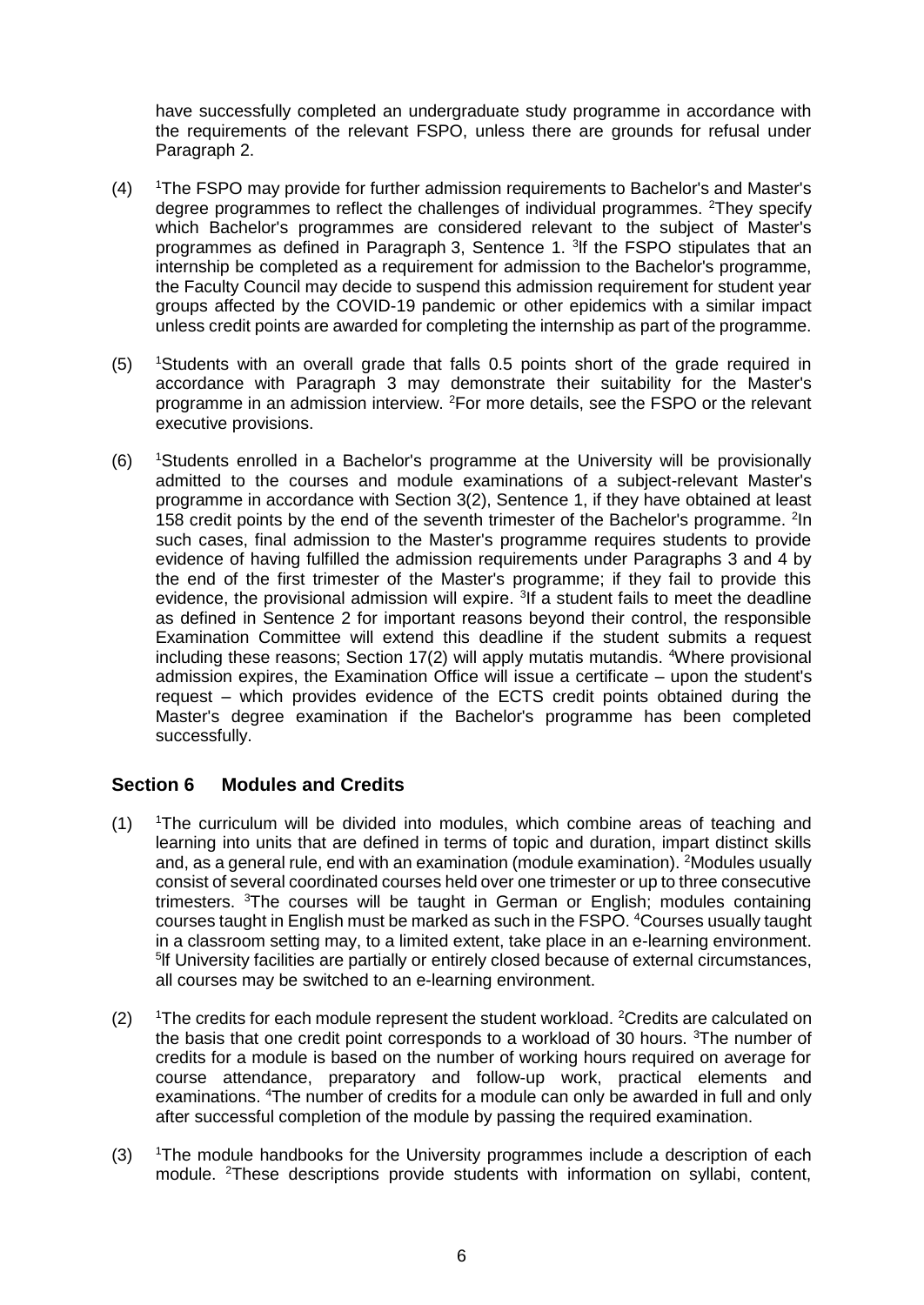have successfully completed an undergraduate study programme in accordance with the requirements of the relevant FSPO, unless there are grounds for refusal under Paragraph 2.

(4) [1]The FSPO may provide for further admission requirements to Bachelor's and Master's degree programmes to reflect the challenges of individual programmes. [2]They specify which Bachelor's programmes are considered relevant to the subject of Master's programmes as defined in Paragraph 3, Sentence 1. [3]If the FSPO stipulates that an internship be completed as a requirement for admission to the Bachelor's programme, the Faculty Council may decide to suspend this admission requirement for student year groups affected by the COVID-19 pandemic or other epidemics with a similar impact unless credit points are awarded for completing the internship as part of the programme.

(5) [1]Students with an overall grade that falls 0.5 points short of the grade required in accordance with Paragraph 3 may demonstrate their suitability for the Master's programme in an admission interview. [2]For more details, see the FSPO or the relevant executive provisions.

(6) [1]Students enrolled in a Bachelor's programme at the University will be provisionally admitted to the courses and module examinations of a subject-relevant Master's programme in accordance with Section 3(2), Sentence 1, if they have obtained at least 158 credit points by the end of the seventh trimester of the Bachelor's programme. [2]In such cases, final admission to the Master's programme requires students to provide evidence of having fulfilled the admission requirements under Paragraphs 3 and 4 by the end of the first trimester of the Master's programme; if they fail to provide this evidence, the provisional admission will expire. [3]If a student fails to meet the deadline as defined in Sentence 2 for important reasons beyond their control, the responsible Examination Committee will extend this deadline if the student submits a request including these reasons; Section 17(2) will apply mutatis mutandis. [4]Where provisional admission expires, the Examination Office will issue a certificate – upon the student's request – which provides evidence of the ECTS credit points obtained during the Master's degree examination if the Bachelor's programme has been completed successfully.

## Section 6 Modules and Credits

(1) [1]The curriculum will be divided into modules, which combine areas of teaching and learning into units that are defined in terms of topic and duration, impart distinct skills and, as a general rule, end with an examination (module examination). [2]Modules usually consist of several coordinated courses held over one trimester or up to three consecutive trimesters. [3]The courses will be taught in German or English; modules containing courses taught in English must be marked as such in the FSPO. [4]Courses usually taught in a classroom setting may, to a limited extent, take place in an e-learning environment. [5]If University facilities are partially or entirely closed because of external circumstances, all courses may be switched to an e-learning environment.

(2) [1]The credits for each module represent the student workload. [2]Credits are calculated on the basis that one credit point corresponds to a workload of 30 hours. [3]The number of credits for a module is based on the number of working hours required on average for course attendance, preparatory and follow-up work, practical elements and examinations. [4]The number of credits for a module can only be awarded in full and only after successful completion of the module by passing the required examination.

(3) [1]The module handbooks for the University programmes include a description of each module. [2]These descriptions provide students with information on syllabi, content,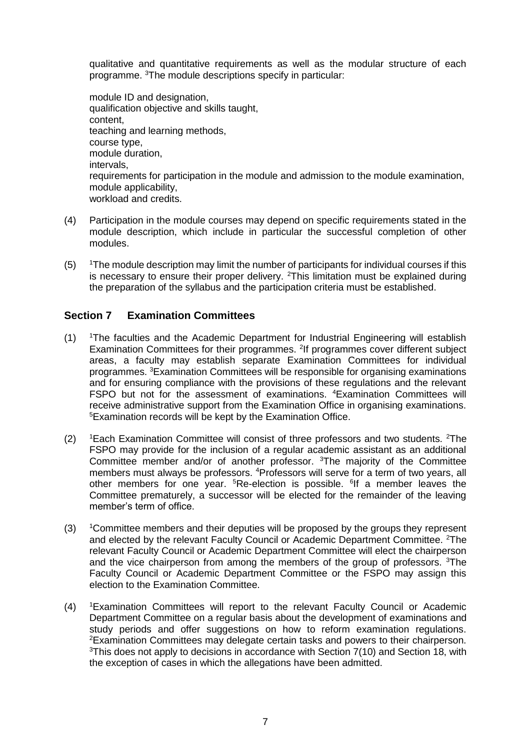qualitative and quantitative requirements as well as the modular structure of each programme. [3]The module descriptions specify in particular:

module ID and designation,
qualification objective and skills taught,
content,
teaching and learning methods,
course type,
module duration,
intervals,
requirements for participation in the module and admission to the module examination,
module applicability,
workload and credits.

(4) Participation in the module courses may depend on specific requirements stated in the module description, which include in particular the successful completion of other modules.

(5) [1]The module description may limit the number of participants for individual courses if this is necessary to ensure their proper delivery. [2]This limitation must be explained during the preparation of the syllabus and the participation criteria must be established.

## Section 7 Examination Committees

(1) [1]The faculties and the Academic Department for Industrial Engineering will establish Examination Committees for their programmes. [2]If programmes cover different subject areas, a faculty may establish separate Examination Committees for individual programmes. [3]Examination Committees will be responsible for organising examinations and for ensuring compliance with the provisions of these regulations and the relevant FSPO but not for the assessment of examinations. [4]Examination Committees will receive administrative support from the Examination Office in organising examinations. [5]Examination records will be kept by the Examination Office.

(2) [1]Each Examination Committee will consist of three professors and two students. [2]The FSPO may provide for the inclusion of a regular academic assistant as an additional Committee member and/or of another professor. [3]The majority of the Committee members must always be professors. [4]Professors will serve for a term of two years, all other members for one year. [5]Re-election is possible. [6]If a member leaves the Committee prematurely, a successor will be elected for the remainder of the leaving member's term of office.

(3) [1]Committee members and their deputies will be proposed by the groups they represent and elected by the relevant Faculty Council or Academic Department Committee. [2]The relevant Faculty Council or Academic Department Committee will elect the chairperson and the vice chairperson from among the members of the group of professors. [3]The Faculty Council or Academic Department Committee or the FSPO may assign this election to the Examination Committee.

(4) [1]Examination Committees will report to the relevant Faculty Council or Academic Department Committee on a regular basis about the development of examinations and study periods and offer suggestions on how to reform examination regulations. [2]Examination Committees may delegate certain tasks and powers to their chairperson. [3]This does not apply to decisions in accordance with Section 7(10) and Section 18, with the exception of cases in which the allegations have been admitted.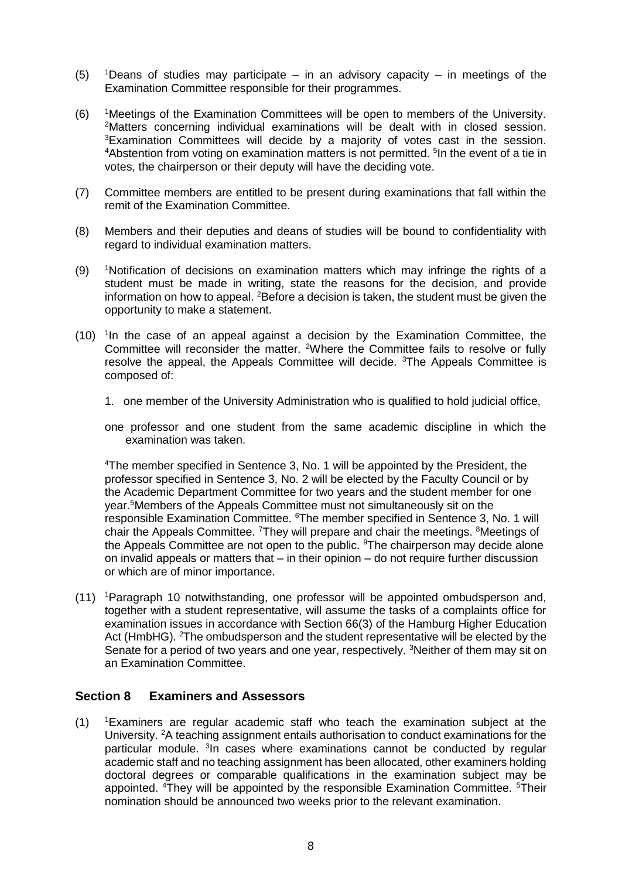(5) [1]Deans of studies may participate – in an advisory capacity – in meetings of the Examination Committee responsible for their programmes.

(6) [1]Meetings of the Examination Committees will be open to members of the University. [2]Matters concerning individual examinations will be dealt with in closed session. [3]Examination Committees will decide by a majority of votes cast in the session. [4]Abstention from voting on examination matters is not permitted. [5]In the event of a tie in votes, the chairperson or their deputy will have the deciding vote.

(7) Committee members are entitled to be present during examinations that fall within the remit of the Examination Committee.

(8) Members and their deputies and deans of studies will be bound to confidentiality with regard to individual examination matters.

(9) [1]Notification of decisions on examination matters which may infringe the rights of a student must be made in writing, state the reasons for the decision, and provide information on how to appeal. [2]Before a decision is taken, the student must be given the opportunity to make a statement.

(10) [1]In the case of an appeal against a decision by the Examination Committee, the Committee will reconsider the matter. [2]Where the Committee fails to resolve or fully resolve the appeal, the Appeals Committee will decide. [3]The Appeals Committee is composed of:

1. one member of the University Administration who is qualified to hold judicial office,

one professor and one student from the same academic discipline in which the examination was taken.

[4]The member specified in Sentence 3, No. 1 will be appointed by the President, the professor specified in Sentence 3, No. 2 will be elected by the Faculty Council or by the Academic Department Committee for two years and the student member for one year.[5]Members of the Appeals Committee must not simultaneously sit on the responsible Examination Committee. [6]The member specified in Sentence 3, No. 1 will chair the Appeals Committee. [7]They will prepare and chair the meetings. [8]Meetings of the Appeals Committee are not open to the public. [9]The chairperson may decide alone on invalid appeals or matters that – in their opinion – do not require further discussion or which are of minor importance.

(11) [1]Paragraph 10 notwithstanding, one professor will be appointed ombudsperson and, together with a student representative, will assume the tasks of a complaints office for examination issues in accordance with Section 66(3) of the Hamburg Higher Education Act (HmbHG). [2]The ombudsperson and the student representative will be elected by the Senate for a period of two years and one year, respectively. [3]Neither of them may sit on an Examination Committee.

## Section 8 Examiners and Assessors

(1) [1]Examiners are regular academic staff who teach the examination subject at the University. [2]A teaching assignment entails authorisation to conduct examinations for the particular module. [3]In cases where examinations cannot be conducted by regular academic staff and no teaching assignment has been allocated, other examiners holding doctoral degrees or comparable qualifications in the examination subject may be appointed. [4]They will be appointed by the responsible Examination Committee. [5]Their nomination should be announced two weeks prior to the relevant examination.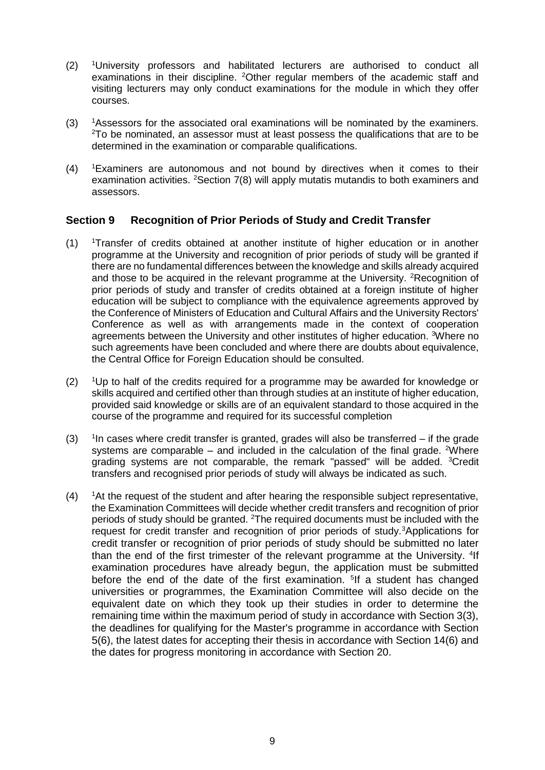(2) [1]University professors and habilitated lecturers are authorised to conduct all examinations in their discipline. [2]Other regular members of the academic staff and visiting lecturers may only conduct examinations for the module in which they offer courses.

(3) [1]Assessors for the associated oral examinations will be nominated by the examiners. [2]To be nominated, an assessor must at least possess the qualifications that are to be determined in the examination or comparable qualifications.

(4) [1]Examiners are autonomous and not bound by directives when it comes to their examination activities. [2]Section 7(8) will apply mutatis mutandis to both examiners and assessors.

## Section 9 Recognition of Prior Periods of Study and Credit Transfer

(1) [1]Transfer of credits obtained at another institute of higher education or in another programme at the University and recognition of prior periods of study will be granted if there are no fundamental differences between the knowledge and skills already acquired and those to be acquired in the relevant programme at the University. [2]Recognition of prior periods of study and transfer of credits obtained at a foreign institute of higher education will be subject to compliance with the equivalence agreements approved by the Conference of Ministers of Education and Cultural Affairs and the University Rectors' Conference as well as with arrangements made in the context of cooperation agreements between the University and other institutes of higher education. [3]Where no such agreements have been concluded and where there are doubts about equivalence, the Central Office for Foreign Education should be consulted.

(2) [1]Up to half of the credits required for a programme may be awarded for knowledge or skills acquired and certified other than through studies at an institute of higher education, provided said knowledge or skills are of an equivalent standard to those acquired in the course of the programme and required for its successful completion

(3) [1]In cases where credit transfer is granted, grades will also be transferred – if the grade systems are comparable – and included in the calculation of the final grade. [2]Where grading systems are not comparable, the remark "passed" will be added. [3]Credit transfers and recognised prior periods of study will always be indicated as such.

(4) [1]At the request of the student and after hearing the responsible subject representative, the Examination Committees will decide whether credit transfers and recognition of prior periods of study should be granted. [2]The required documents must be included with the request for credit transfer and recognition of prior periods of study.[3]Applications for credit transfer or recognition of prior periods of study should be submitted no later than the end of the first trimester of the relevant programme at the University. [4]If examination procedures have already begun, the application must be submitted before the end of the date of the first examination. [5]If a student has changed universities or programmes, the Examination Committee will also decide on the equivalent date on which they took up their studies in order to determine the remaining time within the maximum period of study in accordance with Section 3(3), the deadlines for qualifying for the Master's programme in accordance with Section 5(6), the latest dates for accepting their thesis in accordance with Section 14(6) and the dates for progress monitoring in accordance with Section 20.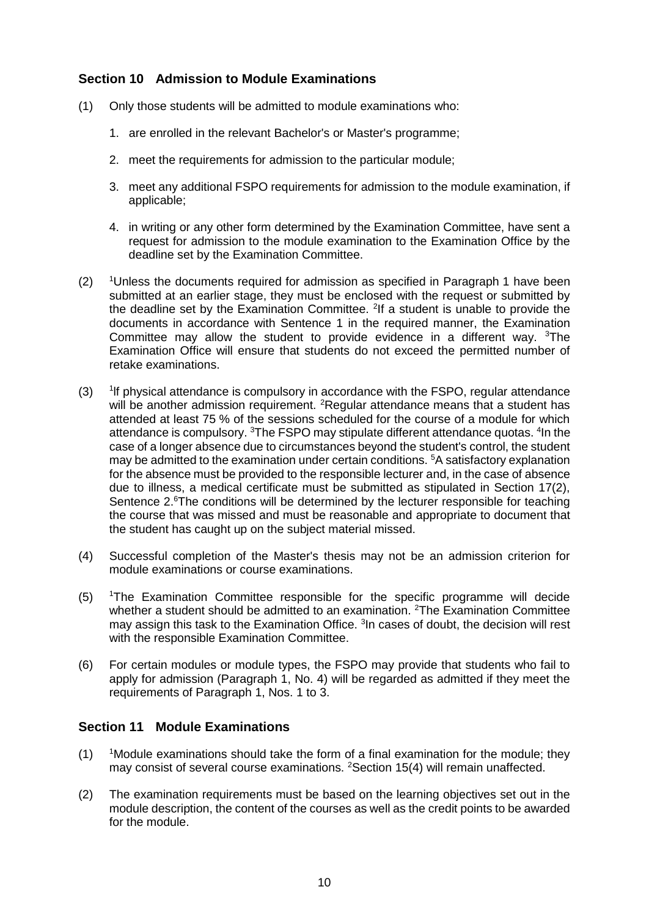## Section 10 Admission to Module Examinations

(1) Only those students will be admitted to module examinations who:

1. are enrolled in the relevant Bachelor's or Master's programme;
2. meet the requirements for admission to the particular module;
3. meet any additional FSPO requirements for admission to the module examination, if applicable;
4. in writing or any other form determined by the Examination Committee, have sent a request for admission to the module examination to the Examination Office by the deadline set by the Examination Committee.

(2) [1]Unless the documents required for admission as specified in Paragraph 1 have been submitted at an earlier stage, they must be enclosed with the request or submitted by the deadline set by the Examination Committee. [2]If a student is unable to provide the documents in accordance with Sentence 1 in the required manner, the Examination Committee may allow the student to provide evidence in a different way. [3]The Examination Office will ensure that students do not exceed the permitted number of retake examinations.

(3) [1]If physical attendance is compulsory in accordance with the FSPO, regular attendance will be another admission requirement. [2]Regular attendance means that a student has attended at least 75 % of the sessions scheduled for the course of a module for which attendance is compulsory. [3]The FSPO may stipulate different attendance quotas. [4]In the case of a longer absence due to circumstances beyond the student's control, the student may be admitted to the examination under certain conditions. [5]A satisfactory explanation for the absence must be provided to the responsible lecturer and, in the case of absence due to illness, a medical certificate must be submitted as stipulated in Section 17(2), Sentence 2.[6]The conditions will be determined by the lecturer responsible for teaching the course that was missed and must be reasonable and appropriate to document that the student has caught up on the subject material missed.

(4) Successful completion of the Master's thesis may not be an admission criterion for module examinations or course examinations.

(5) [1]The Examination Committee responsible for the specific programme will decide whether a student should be admitted to an examination. [2]The Examination Committee may assign this task to the Examination Office. [3]In cases of doubt, the decision will rest with the responsible Examination Committee.

(6) For certain modules or module types, the FSPO may provide that students who fail to apply for admission (Paragraph 1, No. 4) will be regarded as admitted if they meet the requirements of Paragraph 1, Nos. 1 to 3.

## Section 11 Module Examinations

(1) [1]Module examinations should take the form of a final examination for the module; they may consist of several course examinations. [2]Section 15(4) will remain unaffected.

(2) The examination requirements must be based on the learning objectives set out in the module description, the content of the courses as well as the credit points to be awarded for the module.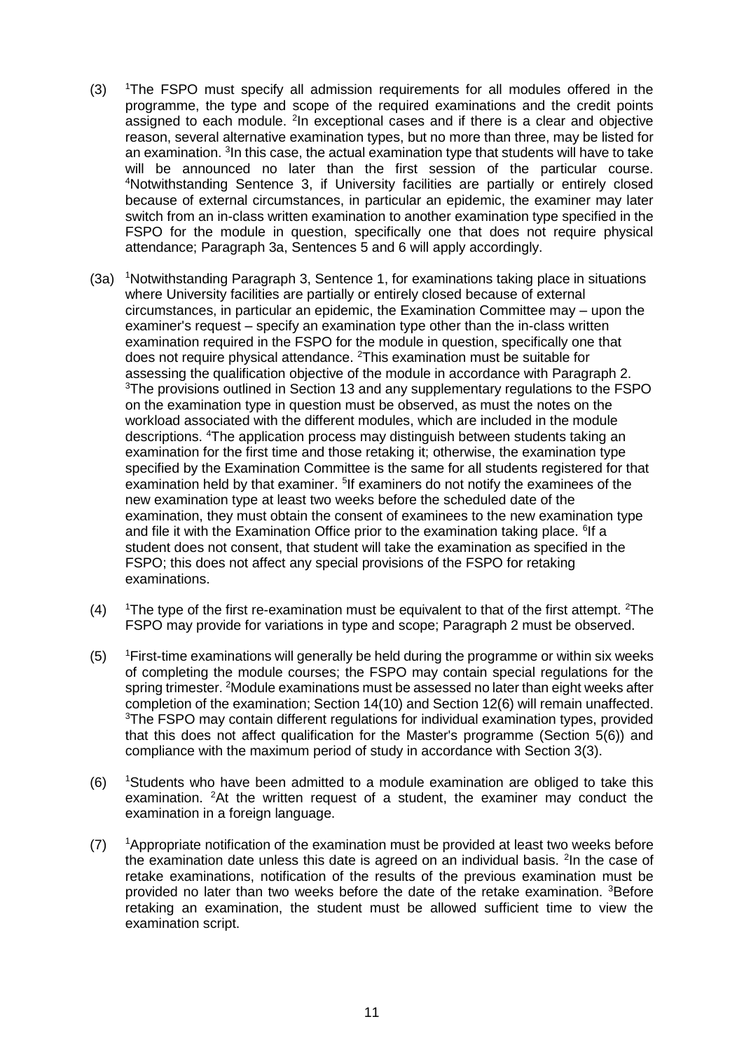(3) [1]The FSPO must specify all admission requirements for all modules offered in the programme, the type and scope of the required examinations and the credit points assigned to each module. [2]In exceptional cases and if there is a clear and objective reason, several alternative examination types, but no more than three, may be listed for an examination. [3]In this case, the actual examination type that students will have to take will be announced no later than the first session of the particular course. [4]Notwithstanding Sentence 3, if University facilities are partially or entirely closed because of external circumstances, in particular an epidemic, the examiner may later switch from an in-class written examination to another examination type specified in the FSPO for the module in question, specifically one that does not require physical attendance; Paragraph 3a, Sentences 5 and 6 will apply accordingly.

(3a) [1]Notwithstanding Paragraph 3, Sentence 1, for examinations taking place in situations where University facilities are partially or entirely closed because of external circumstances, in particular an epidemic, the Examination Committee may – upon the examiner's request – specify an examination type other than the in-class written examination required in the FSPO for the module in question, specifically one that does not require physical attendance. [2]This examination must be suitable for assessing the qualification objective of the module in accordance with Paragraph 2. [3]The provisions outlined in Section 13 and any supplementary regulations to the FSPO on the examination type in question must be observed, as must the notes on the workload associated with the different modules, which are included in the module descriptions. [4]The application process may distinguish between students taking an examination for the first time and those retaking it; otherwise, the examination type specified by the Examination Committee is the same for all students registered for that examination held by that examiner. [5]If examiners do not notify the examinees of the new examination type at least two weeks before the scheduled date of the examination, they must obtain the consent of examinees to the new examination type and file it with the Examination Office prior to the examination taking place. [6]If a student does not consent, that student will take the examination as specified in the FSPO; this does not affect any special provisions of the FSPO for retaking examinations.

(4) [1]The type of the first re-examination must be equivalent to that of the first attempt. [2]The FSPO may provide for variations in type and scope; Paragraph 2 must be observed.

(5) [1]First-time examinations will generally be held during the programme or within six weeks of completing the module courses; the FSPO may contain special regulations for the spring trimester. [2]Module examinations must be assessed no later than eight weeks after completion of the examination; Section 14(10) and Section 12(6) will remain unaffected. [3]The FSPO may contain different regulations for individual examination types, provided that this does not affect qualification for the Master's programme (Section 5(6)) and compliance with the maximum period of study in accordance with Section 3(3).

(6) [1]Students who have been admitted to a module examination are obliged to take this examination. [2]At the written request of a student, the examiner may conduct the examination in a foreign language.

(7) [1]Appropriate notification of the examination must be provided at least two weeks before the examination date unless this date is agreed on an individual basis. [2]In the case of retake examinations, notification of the results of the previous examination must be provided no later than two weeks before the date of the retake examination. [3]Before retaking an examination, the student must be allowed sufficient time to view the examination script.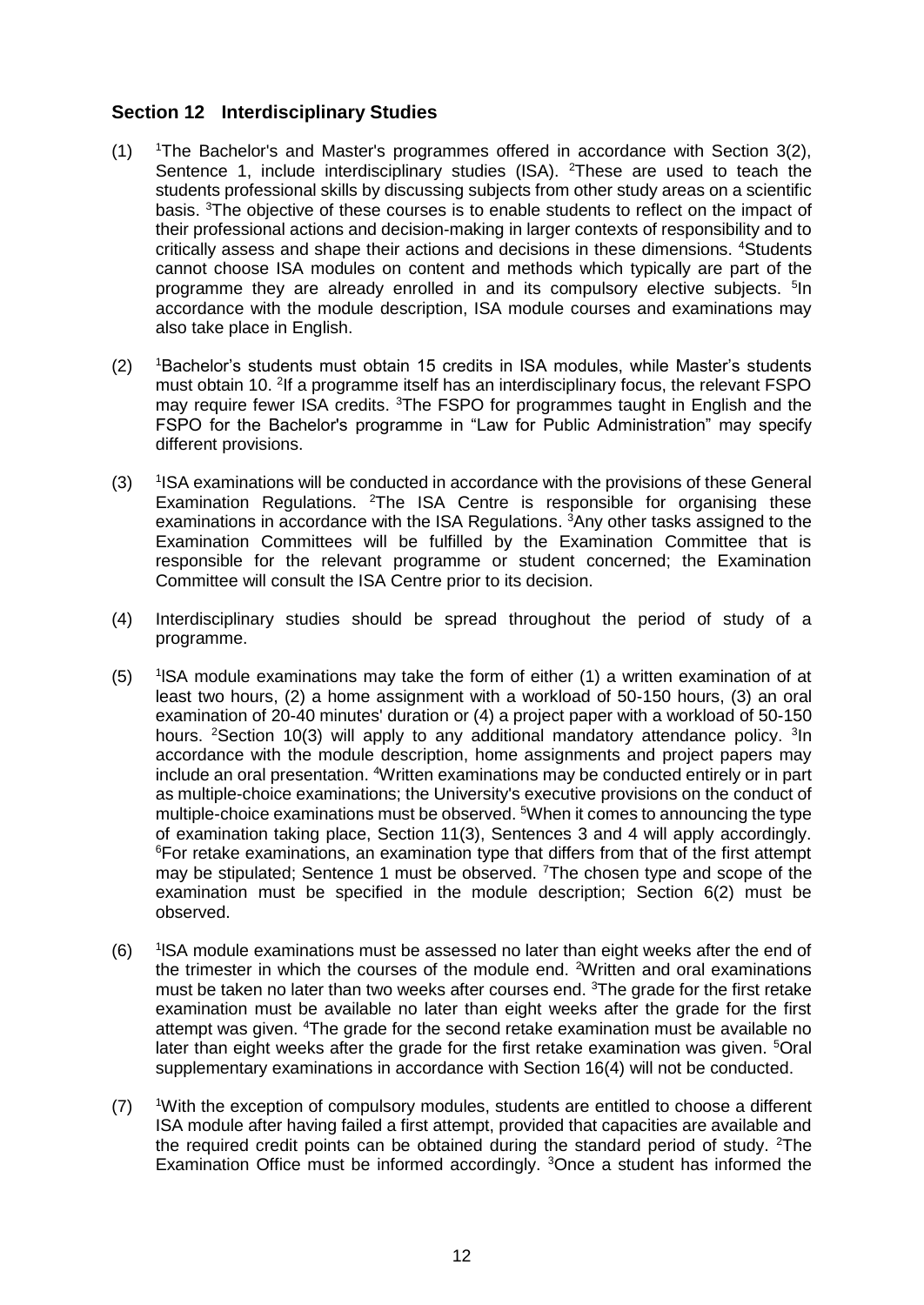## Section 12 Interdisciplinary Studies

(1) [1]The Bachelor's and Master's programmes offered in accordance with Section 3(2), Sentence 1, include interdisciplinary studies (ISA). [2]These are used to teach the students professional skills by discussing subjects from other study areas on a scientific basis. [3]The objective of these courses is to enable students to reflect on the impact of their professional actions and decision-making in larger contexts of responsibility and to critically assess and shape their actions and decisions in these dimensions. [4]Students cannot choose ISA modules on content and methods which typically are part of the programme they are already enrolled in and its compulsory elective subjects. [5]In accordance with the module description, ISA module courses and examinations may also take place in English.

(2) [1]Bachelor's students must obtain 15 credits in ISA modules, while Master's students must obtain 10. [2]If a programme itself has an interdisciplinary focus, the relevant FSPO may require fewer ISA credits. [3]The FSPO for programmes taught in English and the FSPO for the Bachelor's programme in "Law for Public Administration" may specify different provisions.

(3) [1]ISA examinations will be conducted in accordance with the provisions of these General Examination Regulations. [2]The ISA Centre is responsible for organising these examinations in accordance with the ISA Regulations. [3]Any other tasks assigned to the Examination Committees will be fulfilled by the Examination Committee that is responsible for the relevant programme or student concerned; the Examination Committee will consult the ISA Centre prior to its decision.

(4) Interdisciplinary studies should be spread throughout the period of study of a programme.

(5) [1]ISA module examinations may take the form of either (1) a written examination of at least two hours, (2) a home assignment with a workload of 50-150 hours, (3) an oral examination of 20-40 minutes' duration or (4) a project paper with a workload of 50-150 hours. [2]Section 10(3) will apply to any additional mandatory attendance policy. [3]In accordance with the module description, home assignments and project papers may include an oral presentation. [4]Written examinations may be conducted entirely or in part as multiple-choice examinations; the University's executive provisions on the conduct of multiple-choice examinations must be observed. [5]When it comes to announcing the type of examination taking place, Section 11(3), Sentences 3 and 4 will apply accordingly. [6]For retake examinations, an examination type that differs from that of the first attempt may be stipulated; Sentence 1 must be observed. [7]The chosen type and scope of the examination must be specified in the module description; Section 6(2) must be observed.

(6) [1]ISA module examinations must be assessed no later than eight weeks after the end of the trimester in which the courses of the module end. [2]Written and oral examinations must be taken no later than two weeks after courses end. [3]The grade for the first retake examination must be available no later than eight weeks after the grade for the first attempt was given. [4]The grade for the second retake examination must be available no later than eight weeks after the grade for the first retake examination was given. [5]Oral supplementary examinations in accordance with Section 16(4) will not be conducted.

(7) [1]With the exception of compulsory modules, students are entitled to choose a different ISA module after having failed a first attempt, provided that capacities are available and the required credit points can be obtained during the standard period of study. [2]The Examination Office must be informed accordingly. [3]Once a student has informed the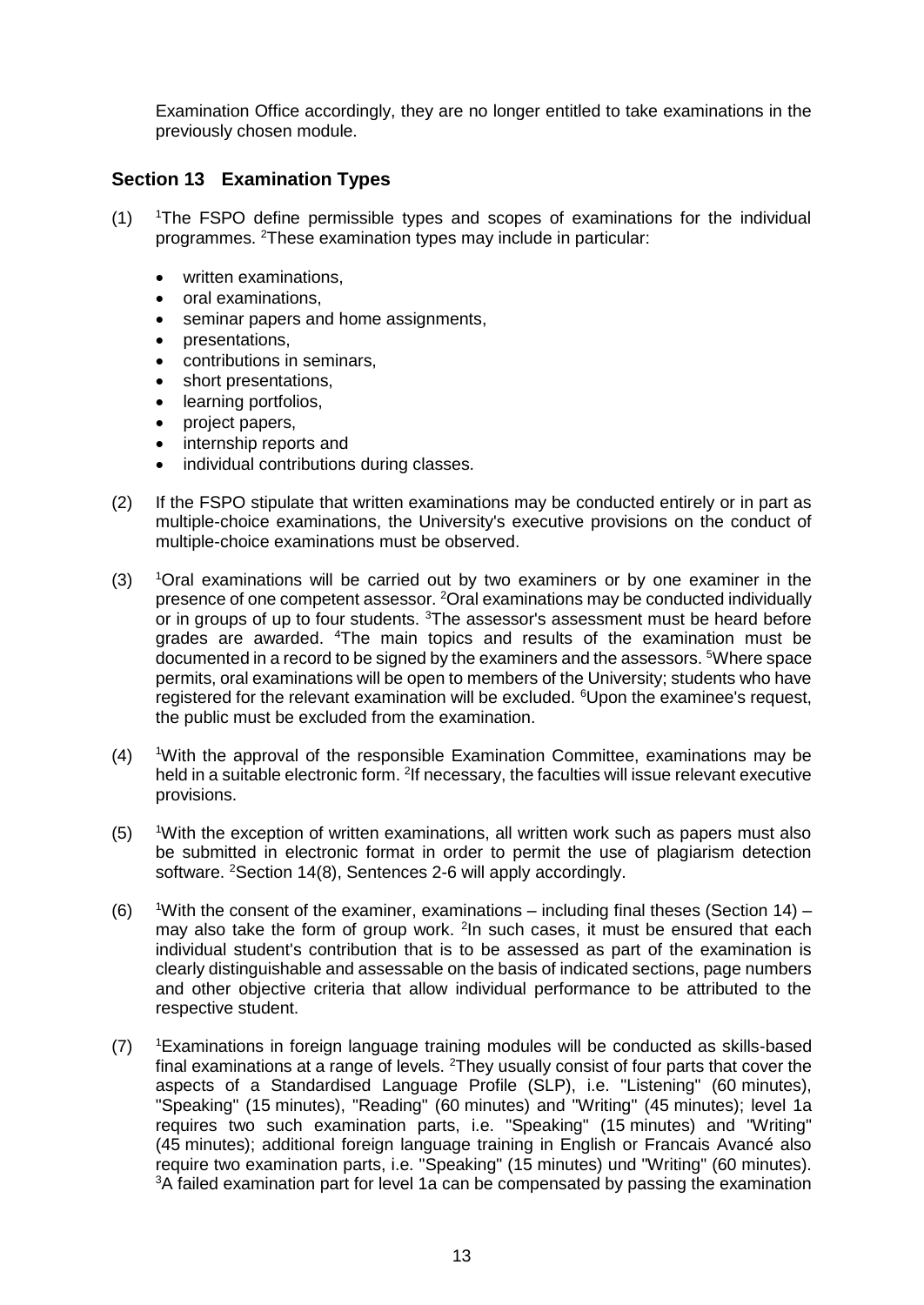Examination Office accordingly, they are no longer entitled to take examinations in the previously chosen module.

## Section 13 Examination Types

(1) [1]The FSPO define permissible types and scopes of examinations for the individual programmes. [2]These examination types may include in particular:

- written examinations,
- oral examinations,
- seminar papers and home assignments,
- presentations,
- contributions in seminars,
- short presentations,
- learning portfolios,
- project papers,
- internship reports and
- individual contributions during classes.

(2) If the FSPO stipulate that written examinations may be conducted entirely or in part as multiple-choice examinations, the University's executive provisions on the conduct of multiple-choice examinations must be observed.

(3) [1]Oral examinations will be carried out by two examiners or by one examiner in the presence of one competent assessor. [2]Oral examinations may be conducted individually or in groups of up to four students. [3]The assessor's assessment must be heard before grades are awarded. [4]The main topics and results of the examination must be documented in a record to be signed by the examiners and the assessors. [5]Where space permits, oral examinations will be open to members of the University; students who have registered for the relevant examination will be excluded. [6]Upon the examinee's request, the public must be excluded from the examination.

(4) [1]With the approval of the responsible Examination Committee, examinations may be held in a suitable electronic form. [2]If necessary, the faculties will issue relevant executive provisions.

(5) [1]With the exception of written examinations, all written work such as papers must also be submitted in electronic format in order to permit the use of plagiarism detection software. [2]Section 14(8), Sentences 2-6 will apply accordingly.

(6) [1]With the consent of the examiner, examinations – including final theses (Section 14) – may also take the form of group work. [2]In such cases, it must be ensured that each individual student's contribution that is to be assessed as part of the examination is clearly distinguishable and assessable on the basis of indicated sections, page numbers and other objective criteria that allow individual performance to be attributed to the respective student.

(7) [1]Examinations in foreign language training modules will be conducted as skills-based final examinations at a range of levels. [2]They usually consist of four parts that cover the aspects of a Standardised Language Profile (SLP), i.e. "Listening" (60 minutes), "Speaking" (15 minutes), "Reading" (60 minutes) and "Writing" (45 minutes); level 1a requires two such examination parts, i.e. "Speaking" (15 minutes) and "Writing" (45 minutes); additional foreign language training in English or Francais Avancé also require two examination parts, i.e. "Speaking" (15 minutes) und "Writing" (60 minutes). [3]A failed examination part for level 1a can be compensated by passing the examination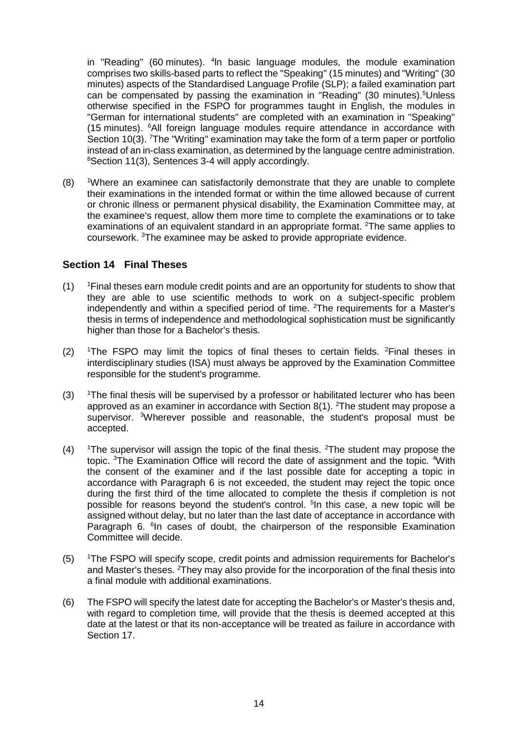in "Reading" (60 minutes). [4]In basic language modules, the module examination comprises two skills-based parts to reflect the "Speaking" (15 minutes) and "Writing" (30 minutes) aspects of the Standardised Language Profile (SLP); a failed examination part can be compensated by passing the examination in "Reading" (30 minutes).[5]Unless otherwise specified in the FSPO for programmes taught in English, the modules in "German for international students" are completed with an examination in "Speaking" (15 minutes). [6]All foreign language modules require attendance in accordance with Section 10(3). [7]The "Writing" examination may take the form of a term paper or portfolio instead of an in-class examination, as determined by the language centre administration. [8]Section 11(3), Sentences 3-4 will apply accordingly.

(8) [1]Where an examinee can satisfactorily demonstrate that they are unable to complete their examinations in the intended format or within the time allowed because of current or chronic illness or permanent physical disability, the Examination Committee may, at the examinee's request, allow them more time to complete the examinations or to take examinations of an equivalent standard in an appropriate format. [2]The same applies to coursework. [3]The examinee may be asked to provide appropriate evidence.

## Section 14 Final Theses

(1) [1]Final theses earn module credit points and are an opportunity for students to show that they are able to use scientific methods to work on a subject-specific problem independently and within a specified period of time. [2]The requirements for a Master's thesis in terms of independence and methodological sophistication must be significantly higher than those for a Bachelor's thesis.

(2) [1]The FSPO may limit the topics of final theses to certain fields. [2]Final theses in interdisciplinary studies (ISA) must always be approved by the Examination Committee responsible for the student's programme.

(3) [1]The final thesis will be supervised by a professor or habilitated lecturer who has been approved as an examiner in accordance with Section 8(1). [2]The student may propose a supervisor. [3]Wherever possible and reasonable, the student's proposal must be accepted.

(4) [1]The supervisor will assign the topic of the final thesis. [2]The student may propose the topic. [3]The Examination Office will record the date of assignment and the topic. [4]With the consent of the examiner and if the last possible date for accepting a topic in accordance with Paragraph 6 is not exceeded, the student may reject the topic once during the first third of the time allocated to complete the thesis if completion is not possible for reasons beyond the student's control. [5]In this case, a new topic will be assigned without delay, but no later than the last date of acceptance in accordance with Paragraph 6. [6]In cases of doubt, the chairperson of the responsible Examination Committee will decide.

(5) [1]The FSPO will specify scope, credit points and admission requirements for Bachelor's and Master's theses. [2]They may also provide for the incorporation of the final thesis into a final module with additional examinations.

(6) The FSPO will specify the latest date for accepting the Bachelor's or Master's thesis and, with regard to completion time, will provide that the thesis is deemed accepted at this date at the latest or that its non-acceptance will be treated as failure in accordance with Section 17.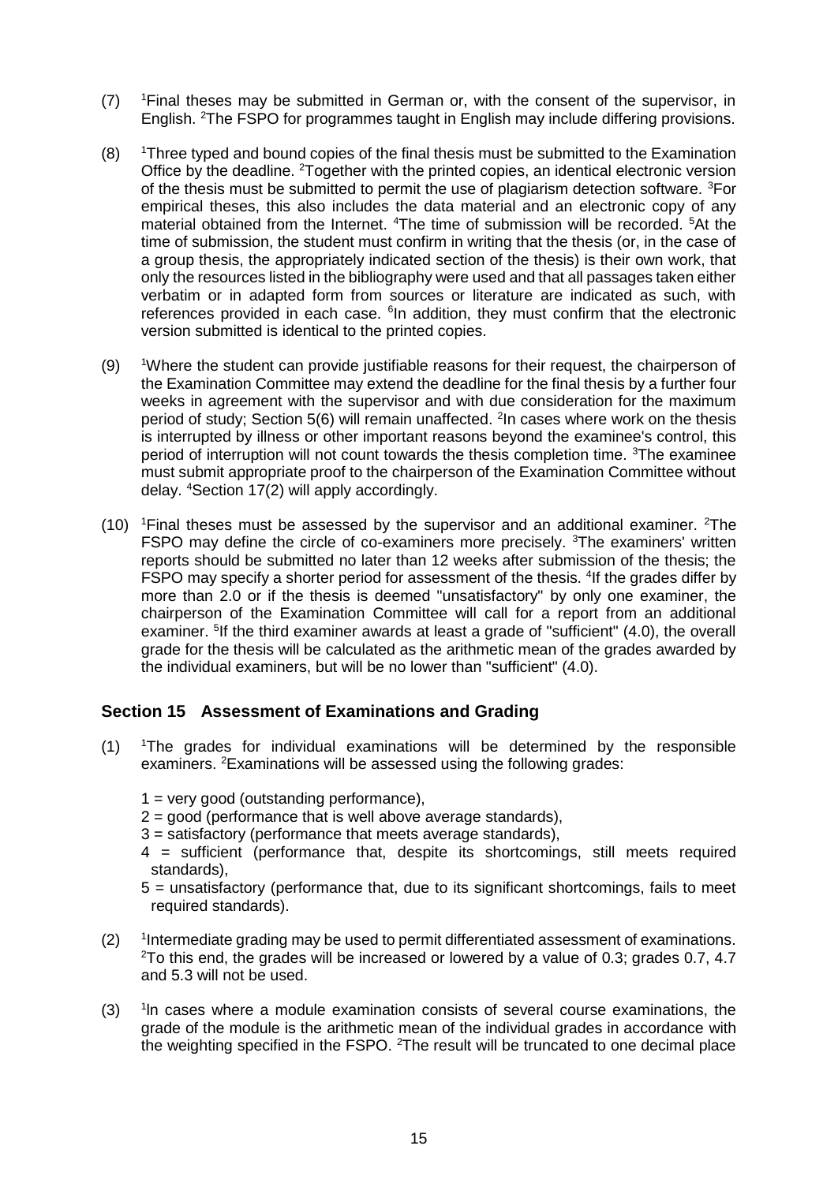(7) [1]Final theses may be submitted in German or, with the consent of the supervisor, in English. [2]The FSPO for programmes taught in English may include differing provisions.

(8) [1]Three typed and bound copies of the final thesis must be submitted to the Examination Office by the deadline. [2]Together with the printed copies, an identical electronic version of the thesis must be submitted to permit the use of plagiarism detection software. [3]For empirical theses, this also includes the data material and an electronic copy of any material obtained from the Internet. [4]The time of submission will be recorded. [5]At the time of submission, the student must confirm in writing that the thesis (or, in the case of a group thesis, the appropriately indicated section of the thesis) is their own work, that only the resources listed in the bibliography were used and that all passages taken either verbatim or in adapted form from sources or literature are indicated as such, with references provided in each case. [6]In addition, they must confirm that the electronic version submitted is identical to the printed copies.

(9) [1]Where the student can provide justifiable reasons for their request, the chairperson of the Examination Committee may extend the deadline for the final thesis by a further four weeks in agreement with the supervisor and with due consideration for the maximum period of study; Section 5(6) will remain unaffected. [2]In cases where work on the thesis is interrupted by illness or other important reasons beyond the examinee's control, this period of interruption will not count towards the thesis completion time. [3]The examinee must submit appropriate proof to the chairperson of the Examination Committee without delay. [4]Section 17(2) will apply accordingly.

(10) [1]Final theses must be assessed by the supervisor and an additional examiner. [2]The FSPO may define the circle of co-examiners more precisely. [3]The examiners' written reports should be submitted no later than 12 weeks after submission of the thesis; the FSPO may specify a shorter period for assessment of the thesis. [4]If the grades differ by more than 2.0 or if the thesis is deemed "unsatisfactory" by only one examiner, the chairperson of the Examination Committee will call for a report from an additional examiner. [5]If the third examiner awards at least a grade of "sufficient" (4.0), the overall grade for the thesis will be calculated as the arithmetic mean of the grades awarded by the individual examiners, but will be no lower than "sufficient" (4.0).

## Section 15 Assessment of Examinations and Grading

(1) [1]The grades for individual examinations will be determined by the responsible examiners. [2]Examinations will be assessed using the following grades:

- 1 = very good (outstanding performance),
- 2 = good (performance that is well above average standards),
- 3 = satisfactory (performance that meets average standards),
- 4 = sufficient (performance that, despite its shortcomings, still meets required standards),
- 5 = unsatisfactory (performance that, due to its significant shortcomings, fails to meet required standards).

(2) [1]Intermediate grading may be used to permit differentiated assessment of examinations. [2]To this end, the grades will be increased or lowered by a value of 0.3; grades 0.7, 4.7 and 5.3 will not be used.

(3) [1]In cases where a module examination consists of several course examinations, the grade of the module is the arithmetic mean of the individual grades in accordance with the weighting specified in the FSPO. [2]The result will be truncated to one decimal place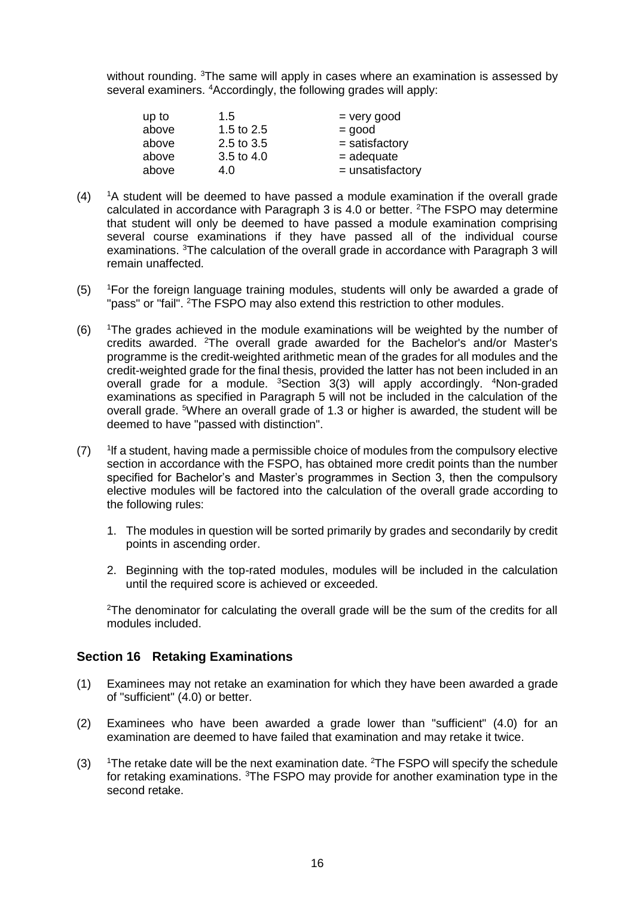without rounding. [3]The same will apply in cases where an examination is assessed by several examiners. [4]Accordingly, the following grades will apply:

| | | |
|---|---|---|
| up to | 1.5 | = very good |
| above | 1.5 to 2.5 | = good |
| above | 2.5 to 3.5 | = satisfactory |
| above | 3.5 to 4.0 | = adequate |
| above | 4.0 | = unsatisfactory |

(4) [1]A student will be deemed to have passed a module examination if the overall grade calculated in accordance with Paragraph 3 is 4.0 or better. [2]The FSPO may determine that student will only be deemed to have passed a module examination comprising several course examinations if they have passed all of the individual course examinations. [3]The calculation of the overall grade in accordance with Paragraph 3 will remain unaffected.

(5) [1]For the foreign language training modules, students will only be awarded a grade of "pass" or "fail". [2]The FSPO may also extend this restriction to other modules.

(6) [1]The grades achieved in the module examinations will be weighted by the number of credits awarded. [2]The overall grade awarded for the Bachelor's and/or Master's programme is the credit-weighted arithmetic mean of the grades for all modules and the credit-weighted grade for the final thesis, provided the latter has not been included in an overall grade for a module. [3]Section 3(3) will apply accordingly. [4]Non-graded examinations as specified in Paragraph 5 will not be included in the calculation of the overall grade. [5]Where an overall grade of 1.3 or higher is awarded, the student will be deemed to have "passed with distinction".

(7) [1]If a student, having made a permissible choice of modules from the compulsory elective section in accordance with the FSPO, has obtained more credit points than the number specified for Bachelor's and Master's programmes in Section 3, then the compulsory elective modules will be factored into the calculation of the overall grade according to the following rules:

1. The modules in question will be sorted primarily by grades and secondarily by credit points in ascending order.

2. Beginning with the top-rated modules, modules will be included in the calculation until the required score is achieved or exceeded.

[2]The denominator for calculating the overall grade will be the sum of the credits for all modules included.

### Section 16 Retaking Examinations

(1) Examinees may not retake an examination for which they have been awarded a grade of "sufficient" (4.0) or better.

(2) Examinees who have been awarded a grade lower than "sufficient" (4.0) for an examination are deemed to have failed that examination and may retake it twice.

(3) [1]The retake date will be the next examination date. [2]The FSPO will specify the schedule for retaking examinations. [3]The FSPO may provide for another examination type in the second retake.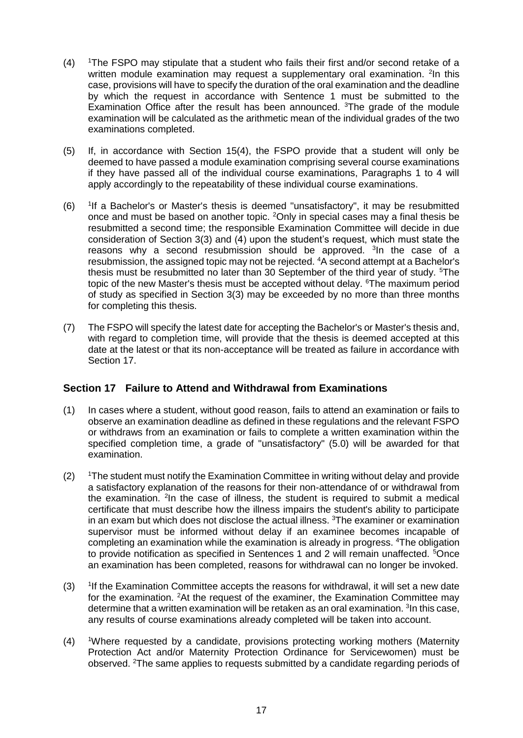(4) [1]The FSPO may stipulate that a student who fails their first and/or second retake of a written module examination may request a supplementary oral examination. [2]In this case, provisions will have to specify the duration of the oral examination and the deadline by which the request in accordance with Sentence 1 must be submitted to the Examination Office after the result has been announced. [3]The grade of the module examination will be calculated as the arithmetic mean of the individual grades of the two examinations completed.

(5) If, in accordance with Section 15(4), the FSPO provide that a student will only be deemed to have passed a module examination comprising several course examinations if they have passed all of the individual course examinations, Paragraphs 1 to 4 will apply accordingly to the repeatability of these individual course examinations.

(6) [1]If a Bachelor's or Master's thesis is deemed "unsatisfactory", it may be resubmitted once and must be based on another topic. [2]Only in special cases may a final thesis be resubmitted a second time; the responsible Examination Committee will decide in due consideration of Section 3(3) and (4) upon the student's request, which must state the reasons why a second resubmission should be approved. [3]In the case of a resubmission, the assigned topic may not be rejected. [4]A second attempt at a Bachelor's thesis must be resubmitted no later than 30 September of the third year of study. [5]The topic of the new Master's thesis must be accepted without delay. [6]The maximum period of study as specified in Section 3(3) may be exceeded by no more than three months for completing this thesis.

(7) The FSPO will specify the latest date for accepting the Bachelor's or Master's thesis and, with regard to completion time, will provide that the thesis is deemed accepted at this date at the latest or that its non-acceptance will be treated as failure in accordance with Section 17.

### Section 17 Failure to Attend and Withdrawal from Examinations

(1) In cases where a student, without good reason, fails to attend an examination or fails to observe an examination deadline as defined in these regulations and the relevant FSPO or withdraws from an examination or fails to complete a written examination within the specified completion time, a grade of "unsatisfactory" (5.0) will be awarded for that examination.

(2) [1]The student must notify the Examination Committee in writing without delay and provide a satisfactory explanation of the reasons for their non-attendance of or withdrawal from the examination. [2]In the case of illness, the student is required to submit a medical certificate that must describe how the illness impairs the student's ability to participate in an exam but which does not disclose the actual illness. [3]The examiner or examination supervisor must be informed without delay if an examinee becomes incapable of completing an examination while the examination is already in progress. [4]The obligation to provide notification as specified in Sentences 1 and 2 will remain unaffected. [5]Once an examination has been completed, reasons for withdrawal can no longer be invoked.

(3) [1]If the Examination Committee accepts the reasons for withdrawal, it will set a new date for the examination. [2]At the request of the examiner, the Examination Committee may determine that a written examination will be retaken as an oral examination. [3]In this case, any results of course examinations already completed will be taken into account.

(4) [1]Where requested by a candidate, provisions protecting working mothers (Maternity Protection Act and/or Maternity Protection Ordinance for Servicewomen) must be observed. [2]The same applies to requests submitted by a candidate regarding periods of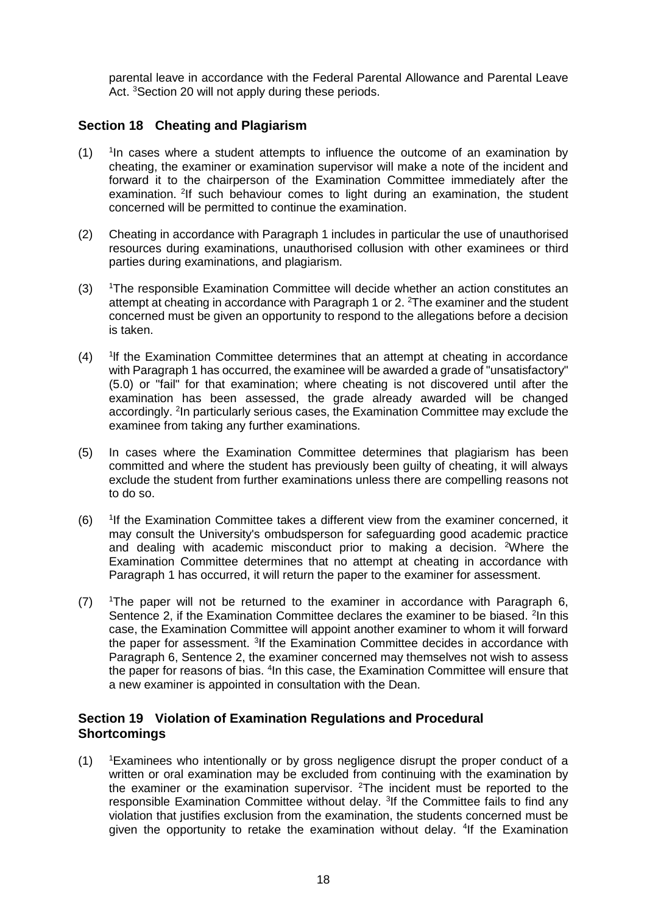parental leave in accordance with the Federal Parental Allowance and Parental Leave Act. [3]Section 20 will not apply during these periods.

## Section 18 Cheating and Plagiarism

(1) [1]In cases where a student attempts to influence the outcome of an examination by cheating, the examiner or examination supervisor will make a note of the incident and forward it to the chairperson of the Examination Committee immediately after the examination. [2]If such behaviour comes to light during an examination, the student concerned will be permitted to continue the examination.

(2) Cheating in accordance with Paragraph 1 includes in particular the use of unauthorised resources during examinations, unauthorised collusion with other examinees or third parties during examinations, and plagiarism.

(3) [1]The responsible Examination Committee will decide whether an action constitutes an attempt at cheating in accordance with Paragraph 1 or 2. [2]The examiner and the student concerned must be given an opportunity to respond to the allegations before a decision is taken.

(4) [1]If the Examination Committee determines that an attempt at cheating in accordance with Paragraph 1 has occurred, the examinee will be awarded a grade of "unsatisfactory" (5.0) or "fail" for that examination; where cheating is not discovered until after the examination has been assessed, the grade already awarded will be changed accordingly. [2]In particularly serious cases, the Examination Committee may exclude the examinee from taking any further examinations.

(5) In cases where the Examination Committee determines that plagiarism has been committed and where the student has previously been guilty of cheating, it will always exclude the student from further examinations unless there are compelling reasons not to do so.

(6) [1]If the Examination Committee takes a different view from the examiner concerned, it may consult the University's ombudsperson for safeguarding good academic practice and dealing with academic misconduct prior to making a decision. [2]Where the Examination Committee determines that no attempt at cheating in accordance with Paragraph 1 has occurred, it will return the paper to the examiner for assessment.

(7) [1]The paper will not be returned to the examiner in accordance with Paragraph 6, Sentence 2, if the Examination Committee declares the examiner to be biased. [2]In this case, the Examination Committee will appoint another examiner to whom it will forward the paper for assessment. [3]If the Examination Committee decides in accordance with Paragraph 6, Sentence 2, the examiner concerned may themselves not wish to assess the paper for reasons of bias. [4]In this case, the Examination Committee will ensure that a new examiner is appointed in consultation with the Dean.

## Section 19 Violation of Examination Regulations and Procedural Shortcomings

(1) [1]Examinees who intentionally or by gross negligence disrupt the proper conduct of a written or oral examination may be excluded from continuing with the examination by the examiner or the examination supervisor. [2]The incident must be reported to the responsible Examination Committee without delay. [3]If the Committee fails to find any violation that justifies exclusion from the examination, the students concerned must be given the opportunity to retake the examination without delay. [4]If the Examination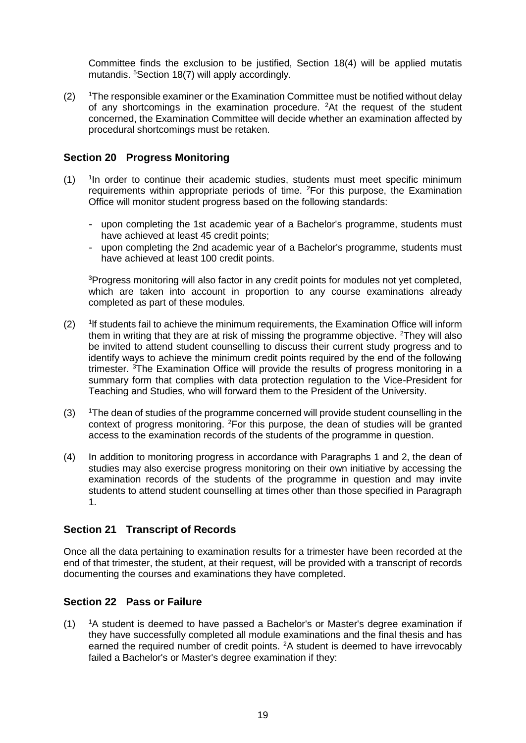Committee finds the exclusion to be justified, Section 18(4) will be applied mutatis mutandis. [5]Section 18(7) will apply accordingly.

(2) [1]The responsible examiner or the Examination Committee must be notified without delay of any shortcomings in the examination procedure. [2]At the request of the student concerned, the Examination Committee will decide whether an examination affected by procedural shortcomings must be retaken.

## Section 20 Progress Monitoring

(1) [1]In order to continue their academic studies, students must meet specific minimum requirements within appropriate periods of time. [2]For this purpose, the Examination Office will monitor student progress based on the following standards:

- upon completing the 1st academic year of a Bachelor's programme, students must have achieved at least 45 credit points;
- upon completing the 2nd academic year of a Bachelor's programme, students must have achieved at least 100 credit points.

[3]Progress monitoring will also factor in any credit points for modules not yet completed, which are taken into account in proportion to any course examinations already completed as part of these modules.

(2) [1]If students fail to achieve the minimum requirements, the Examination Office will inform them in writing that they are at risk of missing the programme objective. [2]They will also be invited to attend student counselling to discuss their current study progress and to identify ways to achieve the minimum credit points required by the end of the following trimester. [3]The Examination Office will provide the results of progress monitoring in a summary form that complies with data protection regulation to the Vice-President for Teaching and Studies, who will forward them to the President of the University.

(3) [1]The dean of studies of the programme concerned will provide student counselling in the context of progress monitoring. [2]For this purpose, the dean of studies will be granted access to the examination records of the students of the programme in question.

(4) In addition to monitoring progress in accordance with Paragraphs 1 and 2, the dean of studies may also exercise progress monitoring on their own initiative by accessing the examination records of the students of the programme in question and may invite students to attend student counselling at times other than those specified in Paragraph 1.

## Section 21 Transcript of Records

Once all the data pertaining to examination results for a trimester have been recorded at the end of that trimester, the student, at their request, will be provided with a transcript of records documenting the courses and examinations they have completed.

## Section 22 Pass or Failure

(1) [1]A student is deemed to have passed a Bachelor's or Master's degree examination if they have successfully completed all module examinations and the final thesis and has earned the required number of credit points. [2]A student is deemed to have irrevocably failed a Bachelor's or Master's degree examination if they: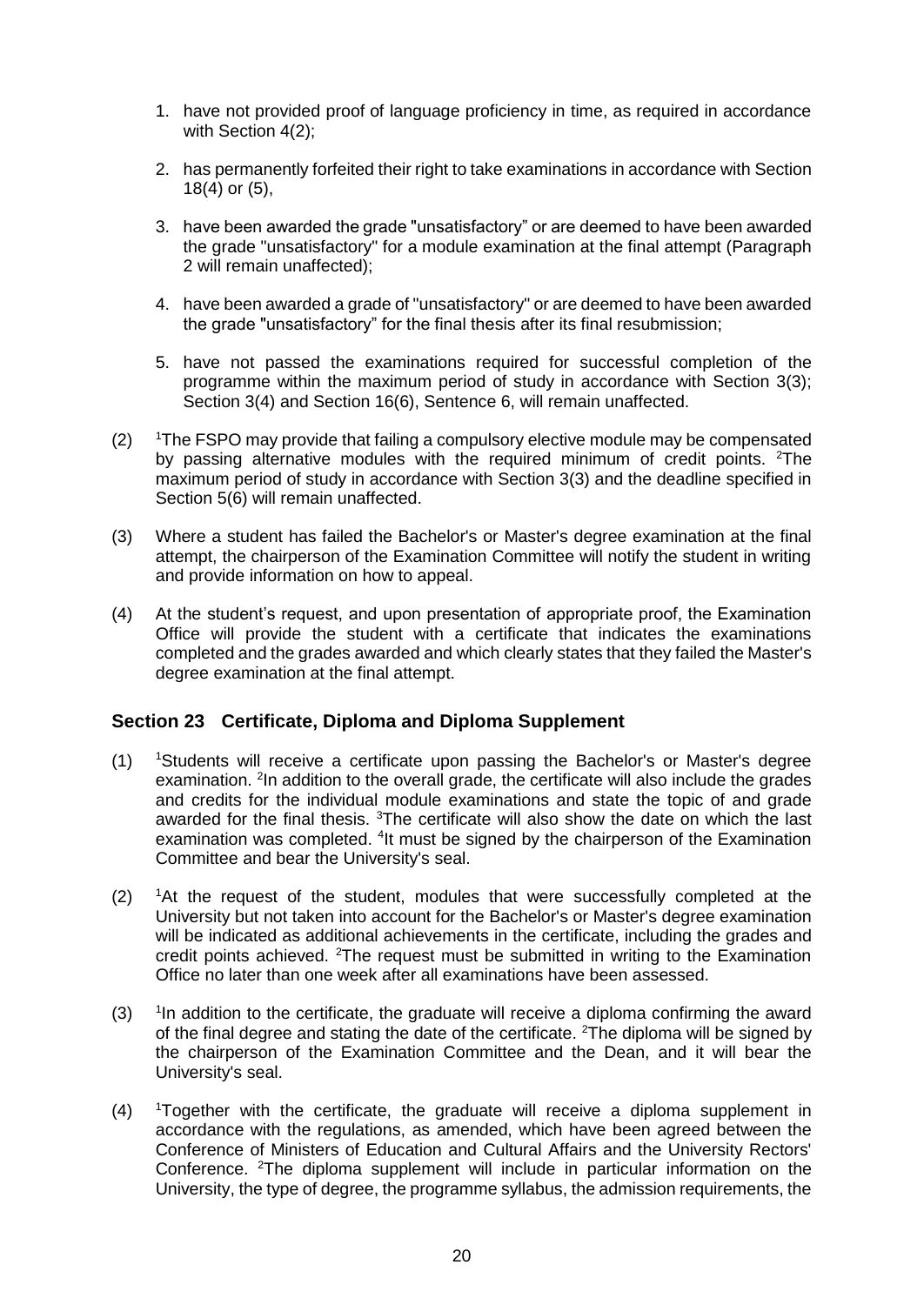1. have not provided proof of language proficiency in time, as required in accordance with Section 4(2);
2. has permanently forfeited their right to take examinations in accordance with Section 18(4) or (5),
3. have been awarded the grade "unsatisfactory" or are deemed to have been awarded the grade "unsatisfactory" for a module examination at the final attempt (Paragraph 2 will remain unaffected);
4. have been awarded a grade of "unsatisfactory" or are deemed to have been awarded the grade "unsatisfactory" for the final thesis after its final resubmission;
5. have not passed the examinations required for successful completion of the programme within the maximum period of study in accordance with Section 3(3); Section 3(4) and Section 16(6), Sentence 6, will remain unaffected.

(2) [1]The FSPO may provide that failing a compulsory elective module may be compensated by passing alternative modules with the required minimum of credit points. [2]The maximum period of study in accordance with Section 3(3) and the deadline specified in Section 5(6) will remain unaffected.

(3) Where a student has failed the Bachelor's or Master's degree examination at the final attempt, the chairperson of the Examination Committee will notify the student in writing and provide information on how to appeal.

(4) At the student's request, and upon presentation of appropriate proof, the Examination Office will provide the student with a certificate that indicates the examinations completed and the grades awarded and which clearly states that they failed the Master's degree examination at the final attempt.

## Section 23 Certificate, Diploma and Diploma Supplement

(1) [1]Students will receive a certificate upon passing the Bachelor's or Master's degree examination. [2]In addition to the overall grade, the certificate will also include the grades and credits for the individual module examinations and state the topic of and grade awarded for the final thesis. [3]The certificate will also show the date on which the last examination was completed. [4]It must be signed by the chairperson of the Examination Committee and bear the University's seal.

(2) [1]At the request of the student, modules that were successfully completed at the University but not taken into account for the Bachelor's or Master's degree examination will be indicated as additional achievements in the certificate, including the grades and credit points achieved. [2]The request must be submitted in writing to the Examination Office no later than one week after all examinations have been assessed.

(3) [1]In addition to the certificate, the graduate will receive a diploma confirming the award of the final degree and stating the date of the certificate. [2]The diploma will be signed by the chairperson of the Examination Committee and the Dean, and it will bear the University's seal.

(4) [1]Together with the certificate, the graduate will receive a diploma supplement in accordance with the regulations, as amended, which have been agreed between the Conference of Ministers of Education and Cultural Affairs and the University Rectors' Conference. [2]The diploma supplement will include in particular information on the University, the type of degree, the programme syllabus, the admission requirements, the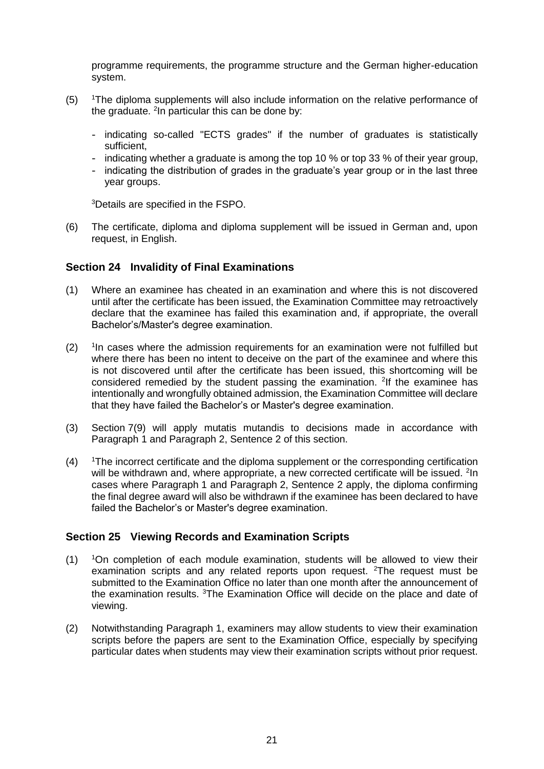programme requirements, the programme structure and the German higher-education system.

(5) [1]The diploma supplements will also include information on the relative performance of the graduate. [2]In particular this can be done by:

- indicating so-called "ECTS grades" if the number of graduates is statistically sufficient,
- indicating whether a graduate is among the top 10 % or top 33 % of their year group,
- indicating the distribution of grades in the graduate's year group or in the last three year groups.

[3]Details are specified in the FSPO.

(6) The certificate, diploma and diploma supplement will be issued in German and, upon request, in English.

## Section 24 Invalidity of Final Examinations

(1) Where an examinee has cheated in an examination and where this is not discovered until after the certificate has been issued, the Examination Committee may retroactively declare that the examinee has failed this examination and, if appropriate, the overall Bachelor's/Master's degree examination.

(2) [1]In cases where the admission requirements for an examination were not fulfilled but where there has been no intent to deceive on the part of the examinee and where this is not discovered until after the certificate has been issued, this shortcoming will be considered remedied by the student passing the examination. [2]If the examinee has intentionally and wrongfully obtained admission, the Examination Committee will declare that they have failed the Bachelor's or Master's degree examination.

(3) Section 7(9) will apply mutatis mutandis to decisions made in accordance with Paragraph 1 and Paragraph 2, Sentence 2 of this section.

(4) [1]The incorrect certificate and the diploma supplement or the corresponding certification will be withdrawn and, where appropriate, a new corrected certificate will be issued. [2]In cases where Paragraph 1 and Paragraph 2, Sentence 2 apply, the diploma confirming the final degree award will also be withdrawn if the examinee has been declared to have failed the Bachelor's or Master's degree examination.

## Section 25 Viewing Records and Examination Scripts

(1) [1]On completion of each module examination, students will be allowed to view their examination scripts and any related reports upon request. [2]The request must be submitted to the Examination Office no later than one month after the announcement of the examination results. [3]The Examination Office will decide on the place and date of viewing.

(2) Notwithstanding Paragraph 1, examiners may allow students to view their examination scripts before the papers are sent to the Examination Office, especially by specifying particular dates when students may view their examination scripts without prior request.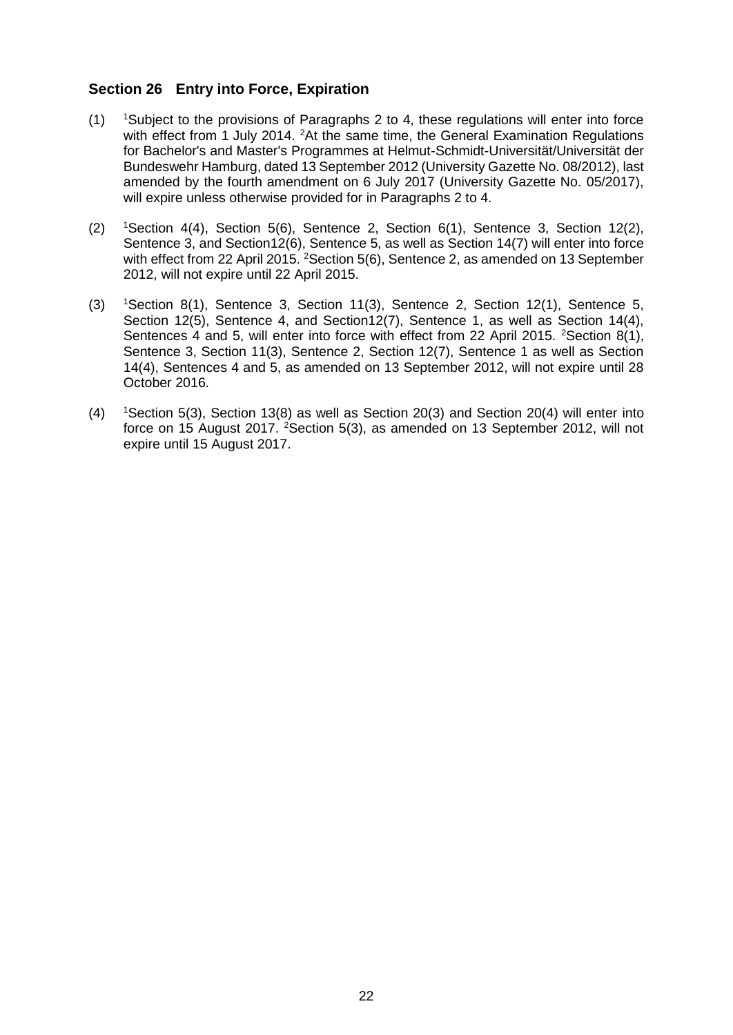## Section 26 Entry into Force, Expiration

(1) [1]Subject to the provisions of Paragraphs 2 to 4, these regulations will enter into force with effect from 1 July 2014. [2]At the same time, the General Examination Regulations for Bachelor's and Master's Programmes at Helmut-Schmidt-Universität/Universität der Bundeswehr Hamburg, dated 13 September 2012 (University Gazette No. 08/2012), last amended by the fourth amendment on 6 July 2017 (University Gazette No. 05/2017), will expire unless otherwise provided for in Paragraphs 2 to 4.

(2) [1]Section 4(4), Section 5(6), Sentence 2, Section 6(1), Sentence 3, Section 12(2), Sentence 3, and Section12(6), Sentence 5, as well as Section 14(7) will enter into force with effect from 22 April 2015. [2]Section 5(6), Sentence 2, as amended on 13 September 2012, will not expire until 22 April 2015.

(3) [1]Section 8(1), Sentence 3, Section 11(3), Sentence 2, Section 12(1), Sentence 5, Section 12(5), Sentence 4, and Section12(7), Sentence 1, as well as Section 14(4), Sentences 4 and 5, will enter into force with effect from 22 April 2015. [2]Section 8(1), Sentence 3, Section 11(3), Sentence 2, Section 12(7), Sentence 1 as well as Section 14(4), Sentences 4 and 5, as amended on 13 September 2012, will not expire until 28 October 2016.

(4) [1]Section 5(3), Section 13(8) as well as Section 20(3) and Section 20(4) will enter into force on 15 August 2017. [2]Section 5(3), as amended on 13 September 2012, will not expire until 15 August 2017.